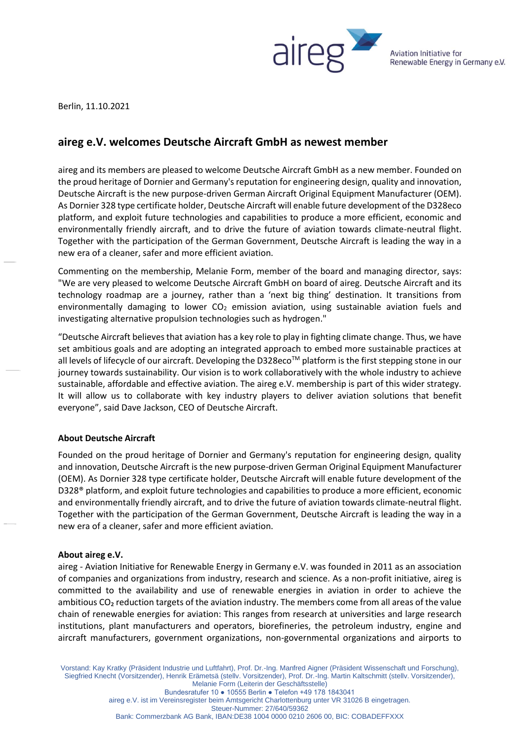Berlin, 11.10.2021

## aireg e.V. welcomes Deutsche Aircraft GmbH as newest member

aireg and its members are pleased to welcome Deutsche Aircraft GmbH as a new member. Founded on the proud heritage of Dornier and Germany's reputation for engineering design, quality and innovation, Deutsche Aircraft is the new purpose-driven German Aircraft Original Equipment Manufacturer (OEM). As Dornier 328 type certificate holder, Deutsche Aircraft will enable future development of the D328eco platform, and exploit future technologies and capabilities to produce a more efficient, economic and environmentally friendly aircraft, and to drive the future of aviation towards climate-neutral flight. Together with the participation of the German Government, Deutsche Aircraft is leading the way in a new era of a cleaner, safer and more efficient aviation.

Commenting on the membership, Melanie Form, member of the board and managing director, says: "We are very pleased to welcome Deutsche Aircraft GmbH on board of aireg. Deutsche Aircraft and its technology roadmap are a journey, rather than a 'next big thing' destination. It transitions from environmentally damaging to lower $CO_2$ emission aviation, using sustainable aviation fuels and investigating alternative propulsion technologies such as hydrogen."

"Deutsche Aircraft believes that aviation has a key role to play in fighting climate change. Thus, we have set ambitious goals and are adopting an integrated approach to embed more sustainable practices at all levels of lifecycle of our aircraft. Developing the D328eco™ platform is the first stepping stone in our journey towards sustainability. Our vision is to work collaboratively with the whole industry to achieve sustainable, affordable and effective aviation. The aireg e.V. membership is part of this wider strategy. It will allow us to collaborate with key industry players to deliver aviation solutions that benefit everyone", said Dave Jackson, CEO of Deutsche Aircraft.

**About Deutsche Aircraft**

Founded on the proud heritage of Dornier and Germany's reputation for engineering design, quality and innovation, Deutsche Aircraft is the new purpose-driven German Original Equipment Manufacturer (OEM). As Dornier 328 type certificate holder, Deutsche Aircraft will enable future development of the D328® platform, and exploit future technologies and capabilities to produce a more efficient, economic and environmentally friendly aircraft, and to drive the future of aviation towards climate-neutral flight. Together with the participation of the German Government, Deutsche Aircraft is leading the way in a new era of a cleaner, safer and more efficient aviation.

**About aireg e.V.**

aireg - Aviation Initiative for Renewable Energy in Germany e.V. was founded in 2011 as an association of companies and organizations from industry, research and science. As a non-profit initiative, aireg is committed to the availability and use of renewable energies in aviation in order to achieve the ambitious $CO_2$ reduction targets of the aviation industry. The members come from all areas of the value chain of renewable energies for aviation: This ranges from research at universities and large research institutions, plant manufacturers and operators, biorefineries, the petroleum industry, engine and aircraft manufacturers, government organizations, non-governmental organizations and airports to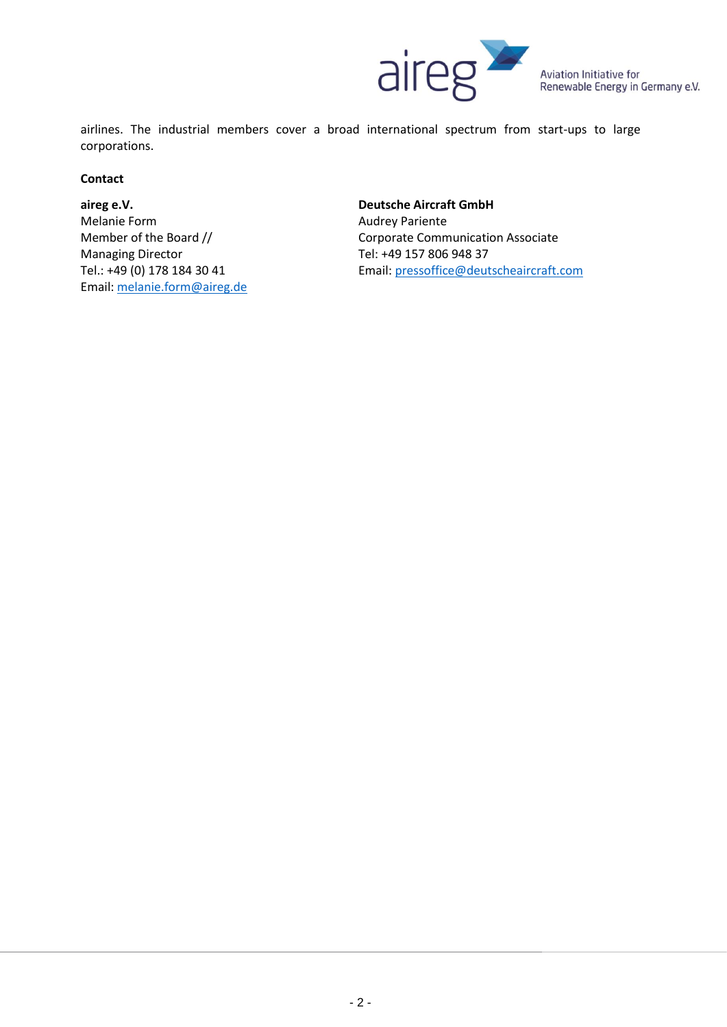airlines. The industrial members cover a broad international spectrum from start-ups to large corporations.

**Contact**

**aireg e.V.**
Melanie Form
Member of the Board //
Managing Director
Tel.: +49 (0) 178 184 30 41
Email: melanie.form@aireg.de

**Deutsche Aircraft GmbH**
Audrey Pariente
Corporate Communication Associate
Tel: +49 157 806 948 37
Email: pressoffice@deutscheaircraft.com